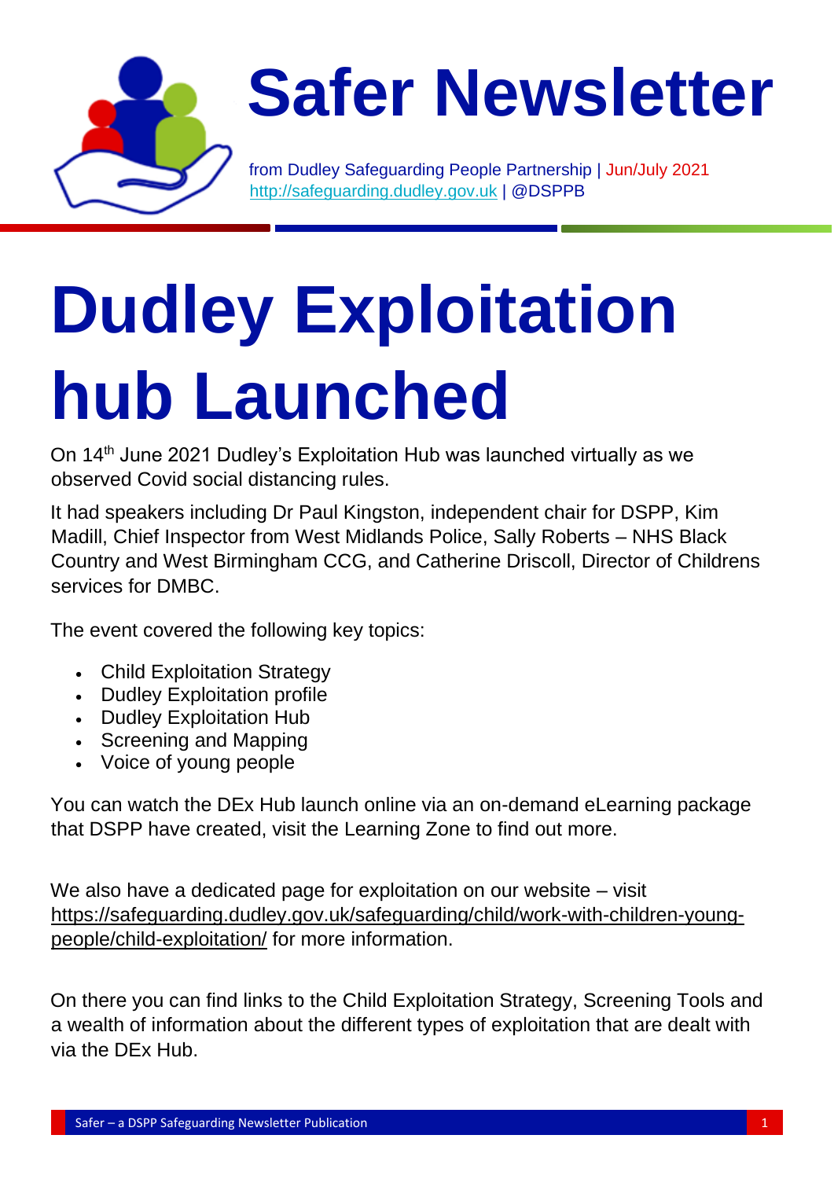# Safer Newsletter

from Dudley Safeguarding People Partnership | Jun/July 2021
http://safeguarding.dudley.gov.uk | @DSPPB

# Dudley Exploitation hub Launched

On 14th June 2021 Dudley's Exploitation Hub was launched virtually as we observed Covid social distancing rules.

It had speakers including Dr Paul Kingston, independent chair for DSPP, Kim Madill, Chief Inspector from West Midlands Police, Sally Roberts – NHS Black Country and West Birmingham CCG, and Catherine Driscoll, Director of Childrens services for DMBC.

The event covered the following key topics:

- Child Exploitation Strategy
- Dudley Exploitation profile
- Dudley Exploitation Hub
- Screening and Mapping
- Voice of young people

You can watch the DEx Hub launch online via an on-demand eLearning package that DSPP have created, visit the Learning Zone to find out more.

We also have a dedicated page for exploitation on our website – visit https://safeguarding.dudley.gov.uk/safeguarding/child/work-with-children-young-people/child-exploitation/ for more information.

On there you can find links to the Child Exploitation Strategy, Screening Tools and a wealth of information about the different types of exploitation that are dealt with via the DEx Hub.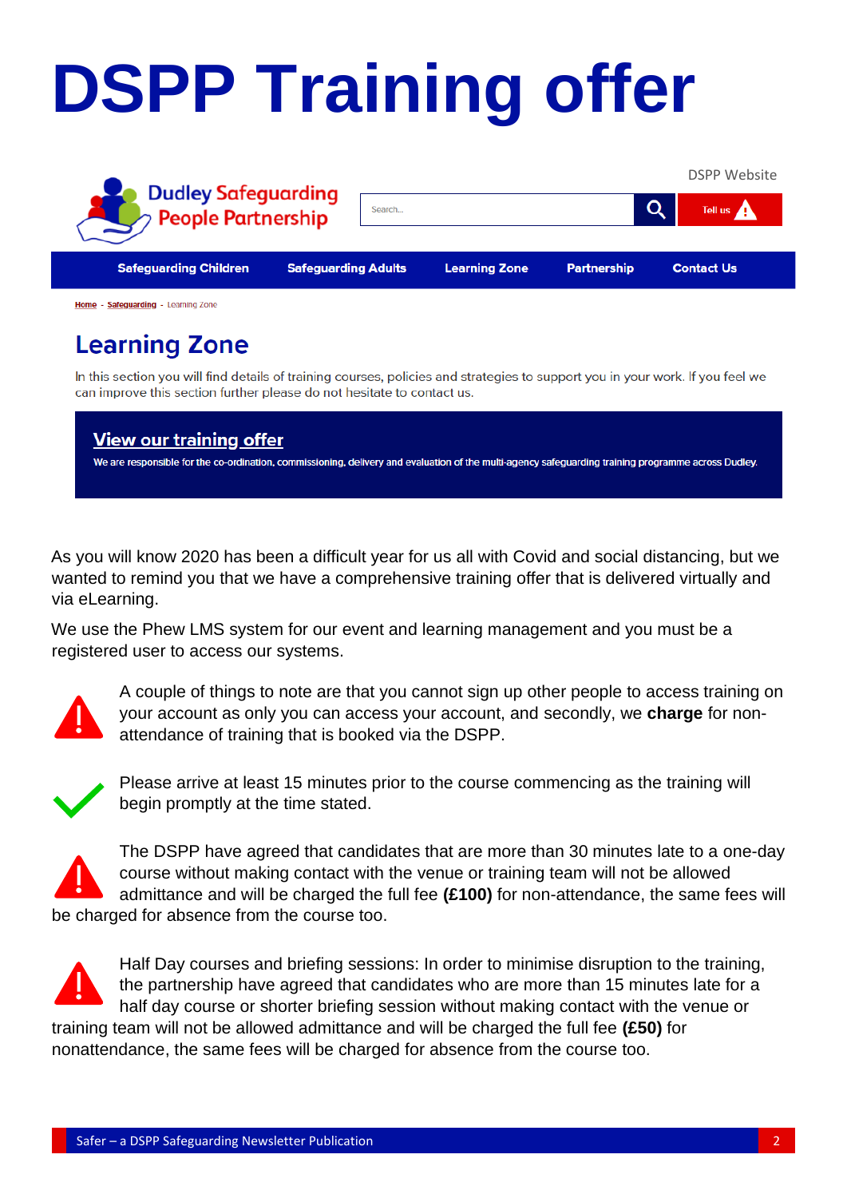# DSPP Training offer

DSPP Website

Dudley Safeguarding People Partnership

Search...

Tell us

Safeguarding Children | Safeguarding Adults | Learning Zone | Partnership | Contact Us

Home - Safeguarding - Learning Zone

## Learning Zone

In this section you will find details of training courses, policies and strategies to support you in your work. If you feel we can improve this section further please do not hesitate to contact us.

**View our training offer**

We are responsible for the co-ordination, commissioning, delivery and evaluation of the multi-agency safeguarding training programme across Dudley.

As you will know 2020 has been a difficult year for us all with Covid and social distancing, but we wanted to remind you that we have a comprehensive training offer that is delivered virtually and via eLearning.

We use the Phew LMS system for our event and learning management and you must be a registered user to access our systems.

A couple of things to note are that you cannot sign up other people to access training on your account as only you can access your account, and secondly, we **charge** for non-attendance of training that is booked via the DSPP.

Please arrive at least 15 minutes prior to the course commencing as the training will begin promptly at the time stated.

The DSPP have agreed that candidates that are more than 30 minutes late to a one-day course without making contact with the venue or training team will not be allowed admittance and will be charged the full fee **(£100)** for non-attendance, the same fees will be charged for absence from the course too.

Half Day courses and briefing sessions: In order to minimise disruption to the training, the partnership have agreed that candidates who are more than 15 minutes late for a half day course or shorter briefing session without making contact with the venue or training team will not be allowed admittance and will be charged the full fee **(£50)** for nonattendance, the same fees will be charged for absence from the course too.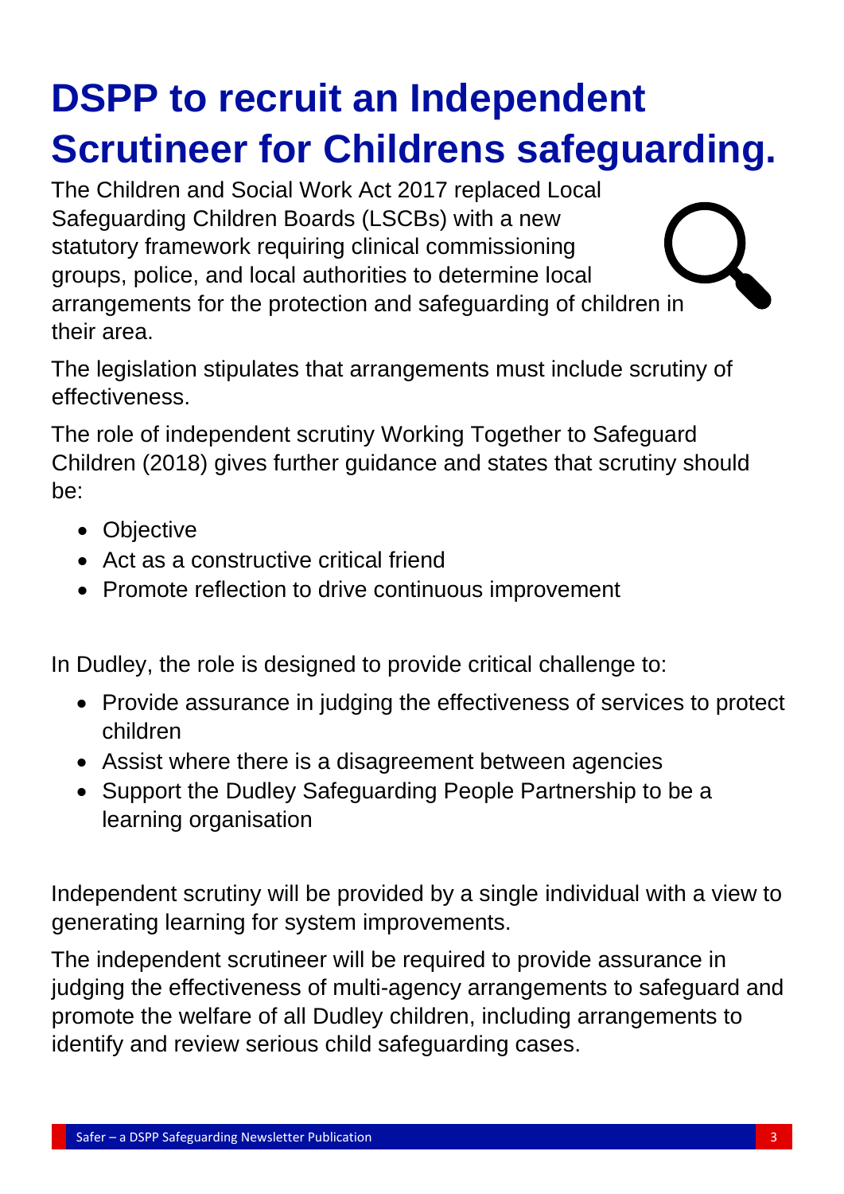# DSPP to recruit an Independent Scrutineer for Childrens safeguarding.

The Children and Social Work Act 2017 replaced Local Safeguarding Children Boards (LSCBs) with a new statutory framework requiring clinical commissioning groups, police, and local authorities to determine local arrangements for the protection and safeguarding of children in their area.

The legislation stipulates that arrangements must include scrutiny of effectiveness.

The role of independent scrutiny Working Together to Safeguard Children (2018) gives further guidance and states that scrutiny should be:

- Objective
- Act as a constructive critical friend
- Promote reflection to drive continuous improvement

In Dudley, the role is designed to provide critical challenge to:

- Provide assurance in judging the effectiveness of services to protect children
- Assist where there is a disagreement between agencies
- Support the Dudley Safeguarding People Partnership to be a learning organisation

Independent scrutiny will be provided by a single individual with a view to generating learning for system improvements.

The independent scrutineer will be required to provide assurance in judging the effectiveness of multi-agency arrangements to safeguard and promote the welfare of all Dudley children, including arrangements to identify and review serious child safeguarding cases.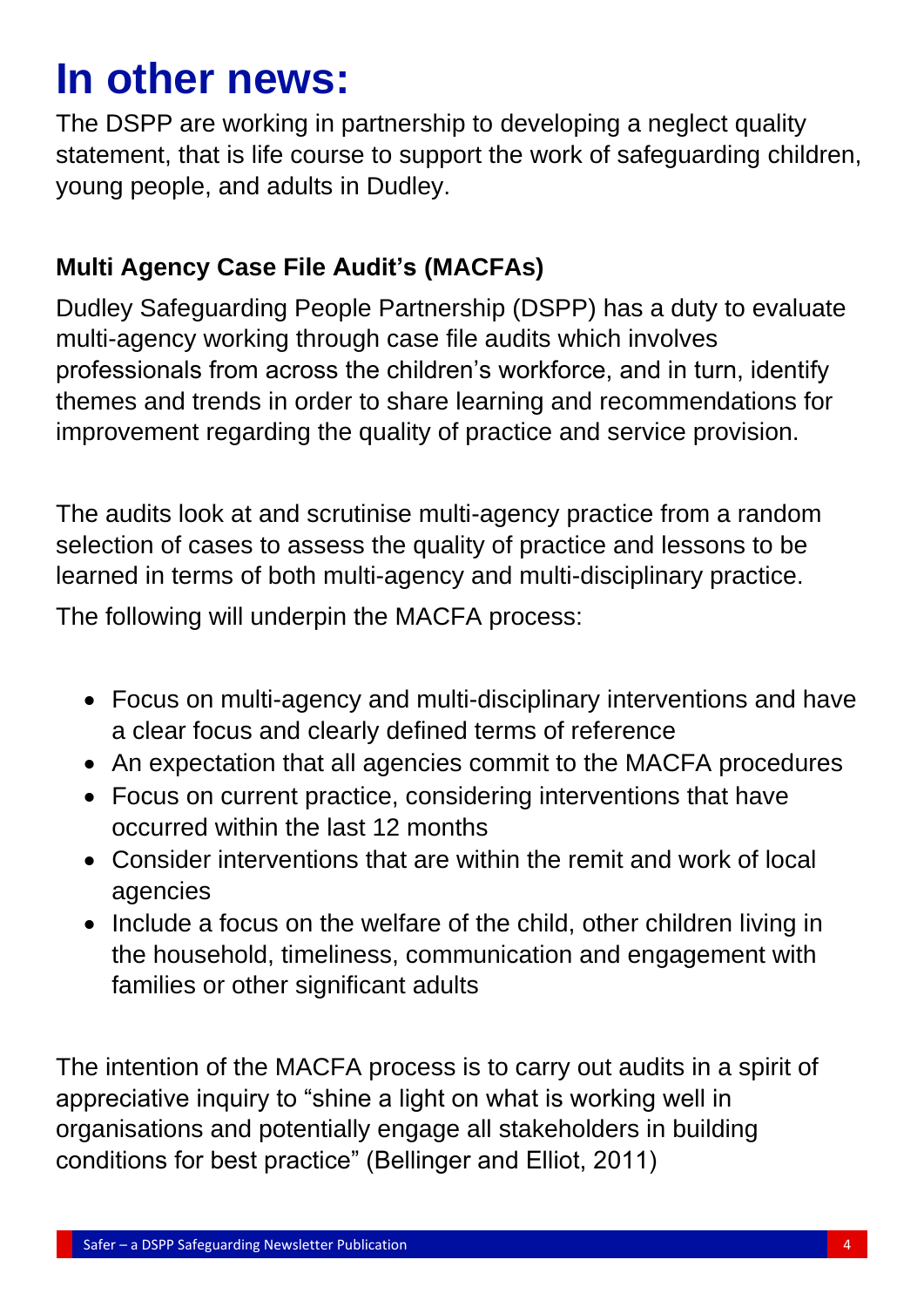# In other news:

The DSPP are working in partnership to developing a neglect quality statement, that is life course to support the work of safeguarding children, young people, and adults in Dudley.

### Multi Agency Case File Audit's (MACFAs)

Dudley Safeguarding People Partnership (DSPP) has a duty to evaluate multi-agency working through case file audits which involves professionals from across the children's workforce, and in turn, identify themes and trends in order to share learning and recommendations for improvement regarding the quality of practice and service provision.

The audits look at and scrutinise multi-agency practice from a random selection of cases to assess the quality of practice and lessons to be learned in terms of both multi-agency and multi-disciplinary practice.

The following will underpin the MACFA process:

- Focus on multi-agency and multi-disciplinary interventions and have a clear focus and clearly defined terms of reference
- An expectation that all agencies commit to the MACFA procedures
- Focus on current practice, considering interventions that have occurred within the last 12 months
- Consider interventions that are within the remit and work of local agencies
- Include a focus on the welfare of the child, other children living in the household, timeliness, communication and engagement with families or other significant adults

The intention of the MACFA process is to carry out audits in a spirit of appreciative inquiry to "shine a light on what is working well in organisations and potentially engage all stakeholders in building conditions for best practice" (Bellinger and Elliot, 2011)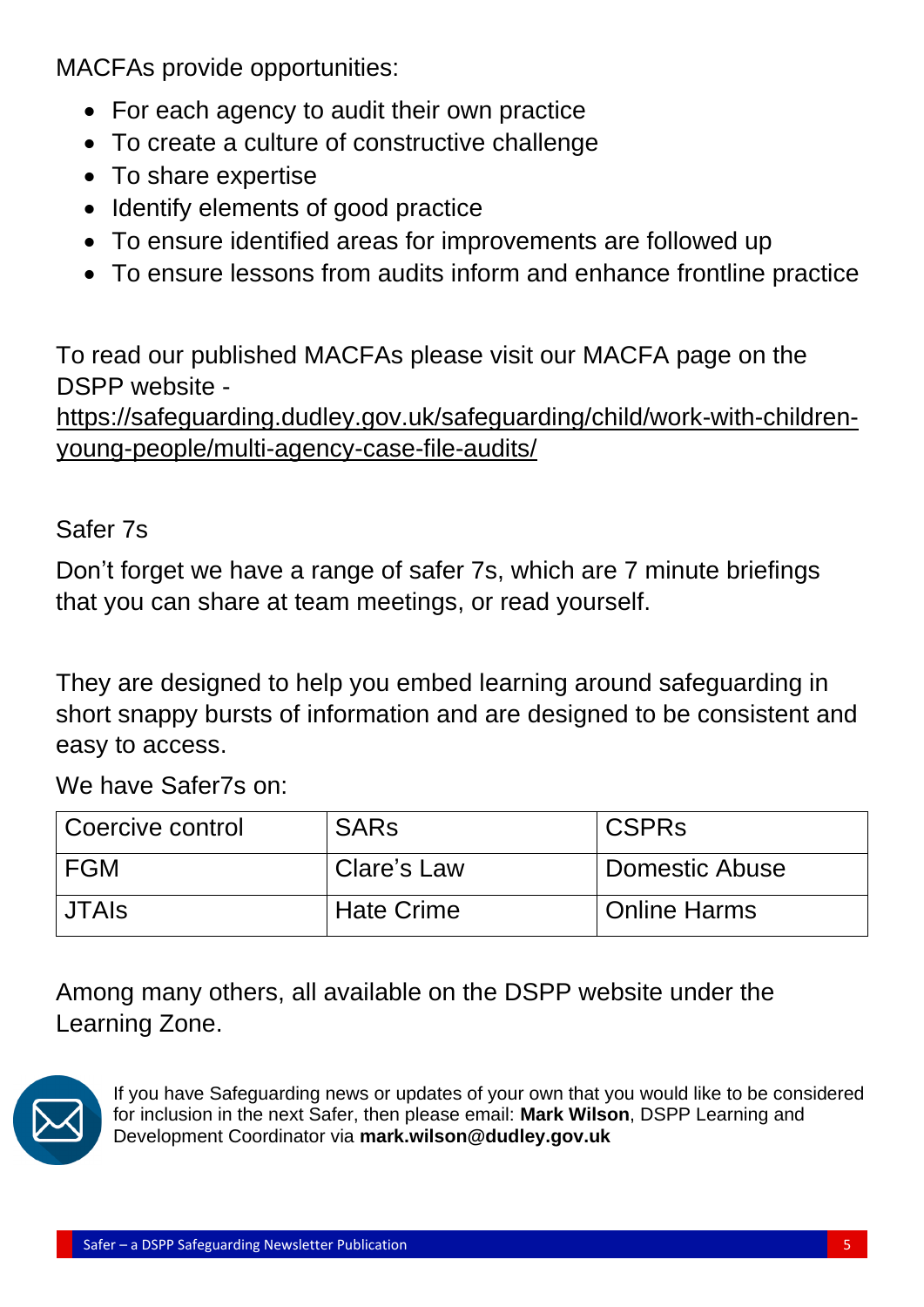MACFAs provide opportunities:

- For each agency to audit their own practice
- To create a culture of constructive challenge
- To share expertise
- Identify elements of good practice
- To ensure identified areas for improvements are followed up
- To ensure lessons from audits inform and enhance frontline practice

To read our published MACFAs please visit our MACFA page on the DSPP website - https://safeguarding.dudley.gov.uk/safeguarding/child/work-with-children-young-people/multi-agency-case-file-audits/

Safer 7s

Don't forget we have a range of safer 7s, which are 7 minute briefings that you can share at team meetings, or read yourself.

They are designed to help you embed learning around safeguarding in short snappy bursts of information and are designed to be consistent and easy to access.

We have Safer7s on:

| | | |
|---|---|---|
| Coercive control | SARs | CSPRs |
| FGM | Clare's Law | Domestic Abuse |
| JTAIs | Hate Crime | Online Harms |

Among many others, all available on the DSPP website under the Learning Zone.

If you have Safeguarding news or updates of your own that you would like to be considered for inclusion in the next Safer, then please email: **Mark Wilson**, DSPP Learning and Development Coordinator via **mark.wilson@dudley.gov.uk**